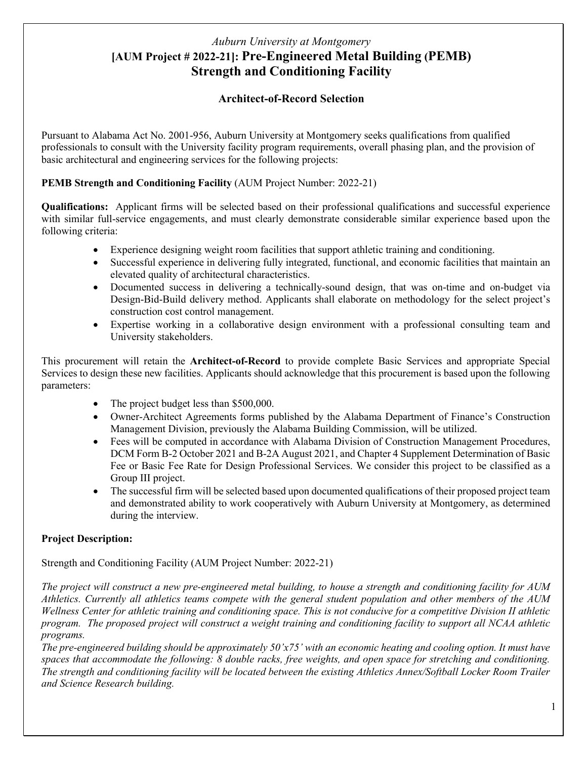*Auburn University at Montgomery*

# [AUM Project # 2022-21]: Pre-Engineered Metal Building (PEMB) Strength and Conditioning Facility

## Architect-of-Record Selection

Pursuant to Alabama Act No. 2001-956, Auburn University at Montgomery seeks qualifications from qualified professionals to consult with the University facility program requirements, overall phasing plan, and the provision of basic architectural and engineering services for the following projects:

**PEMB Strength and Conditioning Facility** (AUM Project Number: 2022-21)

**Qualifications:** Applicant firms will be selected based on their professional qualifications and successful experience with similar full-service engagements, and must clearly demonstrate considerable similar experience based upon the following criteria:

- Experience designing weight room facilities that support athletic training and conditioning.
- Successful experience in delivering fully integrated, functional, and economic facilities that maintain an elevated quality of architectural characteristics.
- Documented success in delivering a technically-sound design, that was on-time and on-budget via Design-Bid-Build delivery method. Applicants shall elaborate on methodology for the select project's construction cost control management.
- Expertise working in a collaborative design environment with a professional consulting team and University stakeholders.

This procurement will retain the **Architect-of-Record** to provide complete Basic Services and appropriate Special Services to design these new facilities. Applicants should acknowledge that this procurement is based upon the following parameters:

- The project budget less than $500,000.
- Owner-Architect Agreements forms published by the Alabama Department of Finance's Construction Management Division, previously the Alabama Building Commission, will be utilized.
- Fees will be computed in accordance with Alabama Division of Construction Management Procedures, DCM Form B-2 October 2021 and B-2A August 2021, and Chapter 4 Supplement Determination of Basic Fee or Basic Fee Rate for Design Professional Services. We consider this project to be classified as a Group III project.
- The successful firm will be selected based upon documented qualifications of their proposed project team and demonstrated ability to work cooperatively with Auburn University at Montgomery, as determined during the interview.

**Project Description:**

Strength and Conditioning Facility (AUM Project Number: 2022-21)

*The project will construct a new pre-engineered metal building, to house a strength and conditioning facility for AUM Athletics. Currently all athletics teams compete with the general student population and other members of the AUM Wellness Center for athletic training and conditioning space. This is not conducive for a competitive Division II athletic program. The proposed project will construct a weight training and conditioning facility to support all NCAA athletic programs.*

*The pre-engineered building should be approximately 50'x75' with an economic heating and cooling option. It must have spaces that accommodate the following: 8 double racks, free weights, and open space for stretching and conditioning. The strength and conditioning facility will be located between the existing Athletics Annex/Softball Locker Room Trailer and Science Research building.*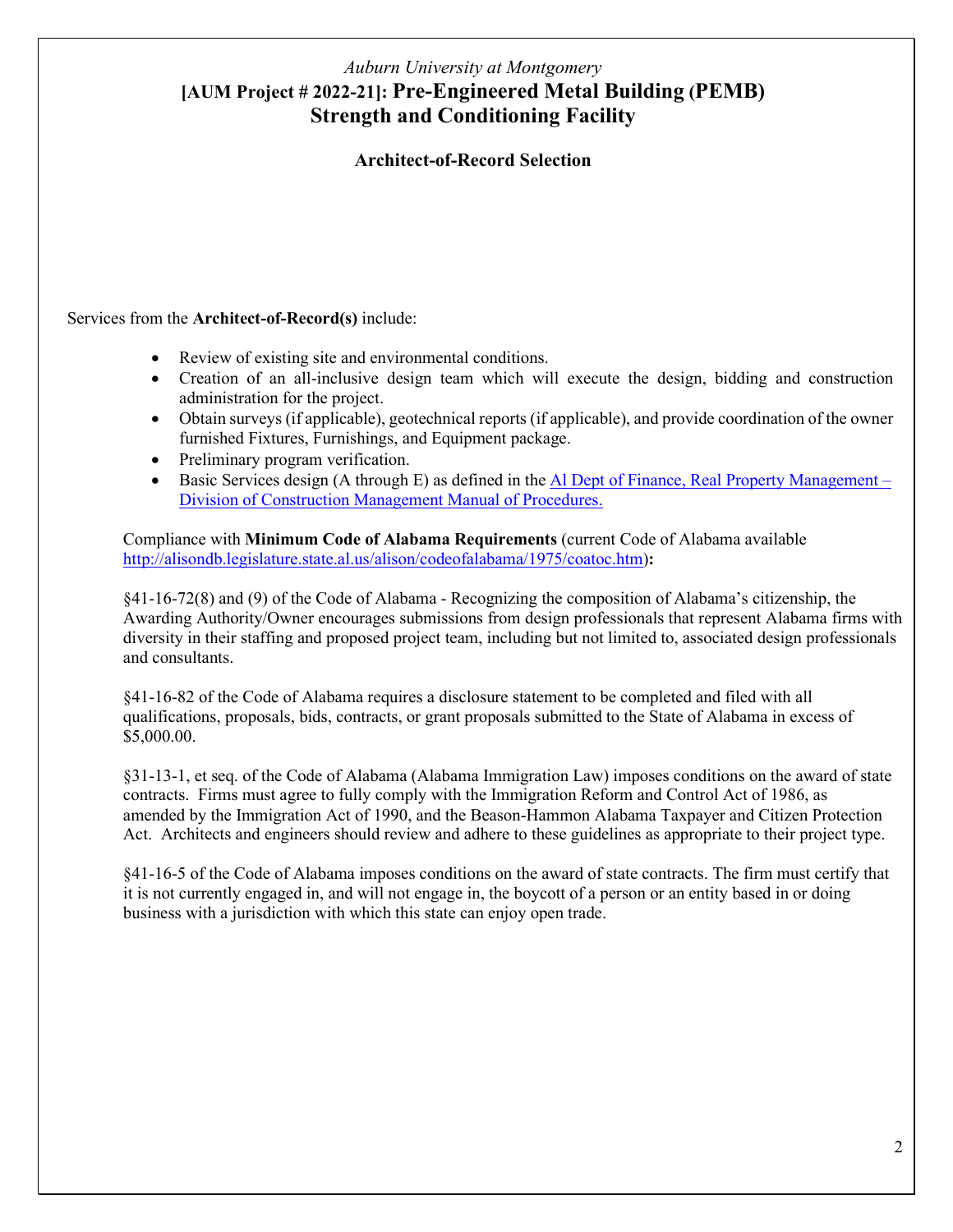*Auburn University at Montgomery*

# [AUM Project # 2022-21]: Pre-Engineered Metal Building (PEMB) Strength and Conditioning Facility

## Architect-of-Record Selection

Services from the **Architect-of-Record(s)** include:

- Review of existing site and environmental conditions.
- Creation of an all-inclusive design team which will execute the design, bidding and construction administration for the project.
- Obtain surveys (if applicable), geotechnical reports (if applicable), and provide coordination of the owner furnished Fixtures, Furnishings, and Equipment package.
- Preliminary program verification.
- Basic Services design (A through E) as defined in the Al Dept of Finance, Real Property Management – Division of Construction Management Manual of Procedures.

Compliance with **Minimum Code of Alabama Requirements** (current Code of Alabama available http://alisondb.legislature.state.al.us/alison/codeofalabama/1975/coatoc.htm)**:**

§41-16-72(8) and (9) of the Code of Alabama - Recognizing the composition of Alabama's citizenship, the Awarding Authority/Owner encourages submissions from design professionals that represent Alabama firms with diversity in their staffing and proposed project team, including but not limited to, associated design professionals and consultants.

§41-16-82 of the Code of Alabama requires a disclosure statement to be completed and filed with all qualifications, proposals, bids, contracts, or grant proposals submitted to the State of Alabama in excess of $5,000.00.

§31-13-1, et seq. of the Code of Alabama (Alabama Immigration Law) imposes conditions on the award of state contracts. Firms must agree to fully comply with the Immigration Reform and Control Act of 1986, as amended by the Immigration Act of 1990, and the Beason-Hammon Alabama Taxpayer and Citizen Protection Act. Architects and engineers should review and adhere to these guidelines as appropriate to their project type.

§41-16-5 of the Code of Alabama imposes conditions on the award of state contracts. The firm must certify that it is not currently engaged in, and will not engage in, the boycott of a person or an entity based in or doing business with a jurisdiction with which this state can enjoy open trade.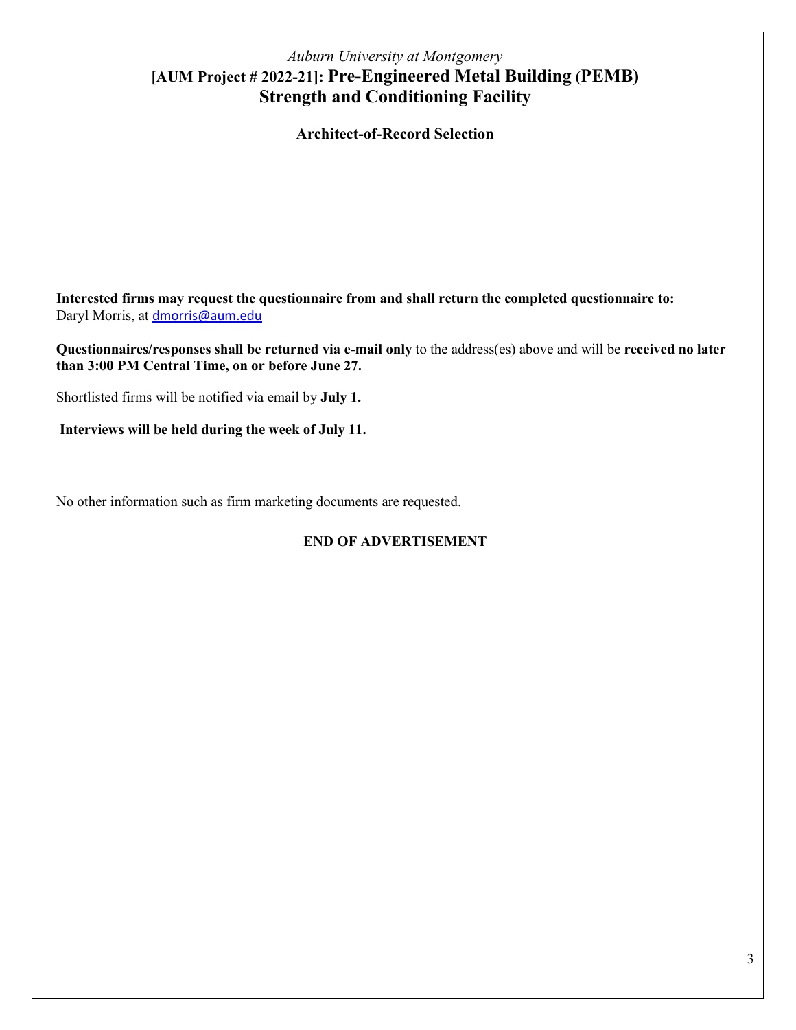*Auburn University at Montgomery*

# [AUM Project # 2022-21]: Pre-Engineered Metal Building (PEMB) Strength and Conditioning Facility

## Architect-of-Record Selection

**Interested firms may request the questionnaire from and shall return the completed questionnaire to:**
Daryl Morris, at dmorris@aum.edu

**Questionnaires/responses shall be returned via e-mail only** to the address(es) above and will be **received no later than 3:00 PM Central Time, on or before June 27.**

Shortlisted firms will be notified via email by **July 1.**

**Interviews will be held during the week of July 11.**

No other information such as firm marketing documents are requested.

**END OF ADVERTISEMENT**